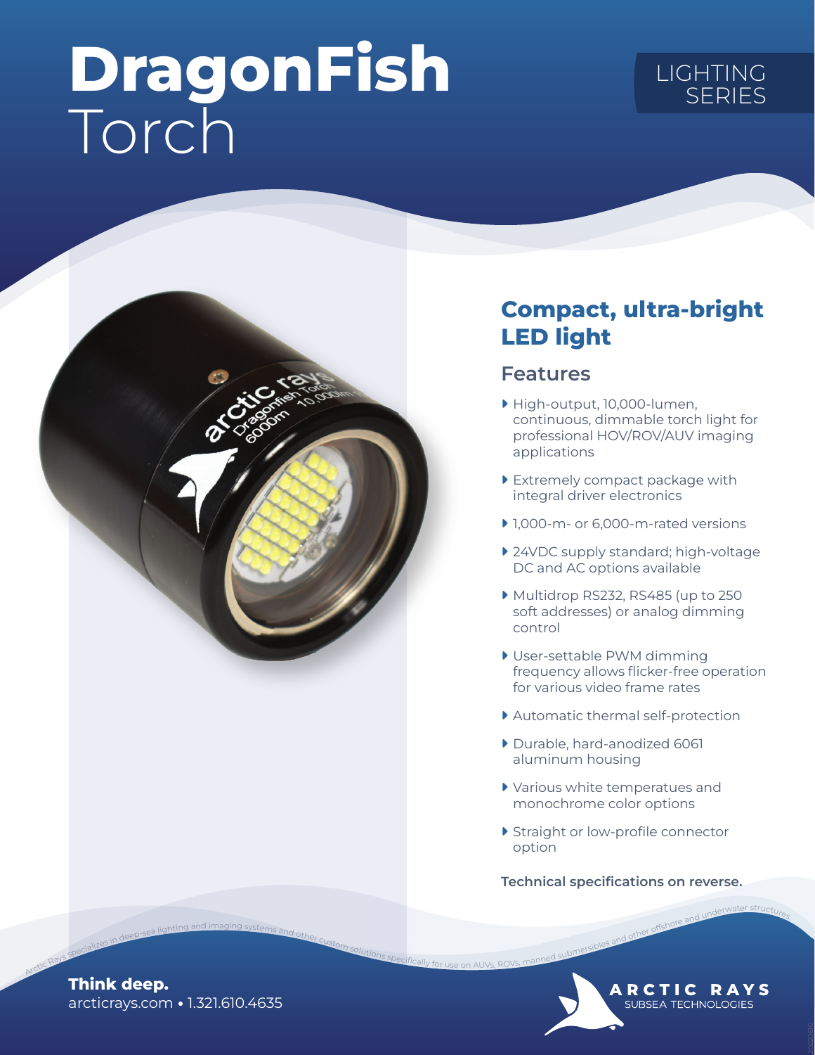# DragonFish Torch

LIGHTING SERIES

## Compact, ultra-bright LED light

### Features

- High-output, 10,000-lumen, continuous, dimmable torch light for professional HOV/ROV/AUV imaging applications
- Extremely compact package with integral driver electronics
- 1,000-m- or 6,000-m-rated versions
- 24VDC supply standard; high-voltage DC and AC options available
- Multidrop RS232, RS485 (up to 250 soft addresses) or analog dimming control
- User-settable PWM dimming frequency allows flicker-free operation for various video frame rates
- Automatic thermal self-protection
- Durable, hard-anodized 6061 aluminum housing
- Various white temperatues and monochrome color options
- Straight or low-profile connector option

**Technical specifications on reverse.**

Arctic Rays specializes in deep-sea lighting and imaging systems and other custom solutions specifically for use on AUVs, ROVs, manned submersibles and other offshore and underwater structures

**Think deep.**
arcticrays.com • 1.321.610.4635

ARCTIC RAYS SUBSEA TECHNOLOGIES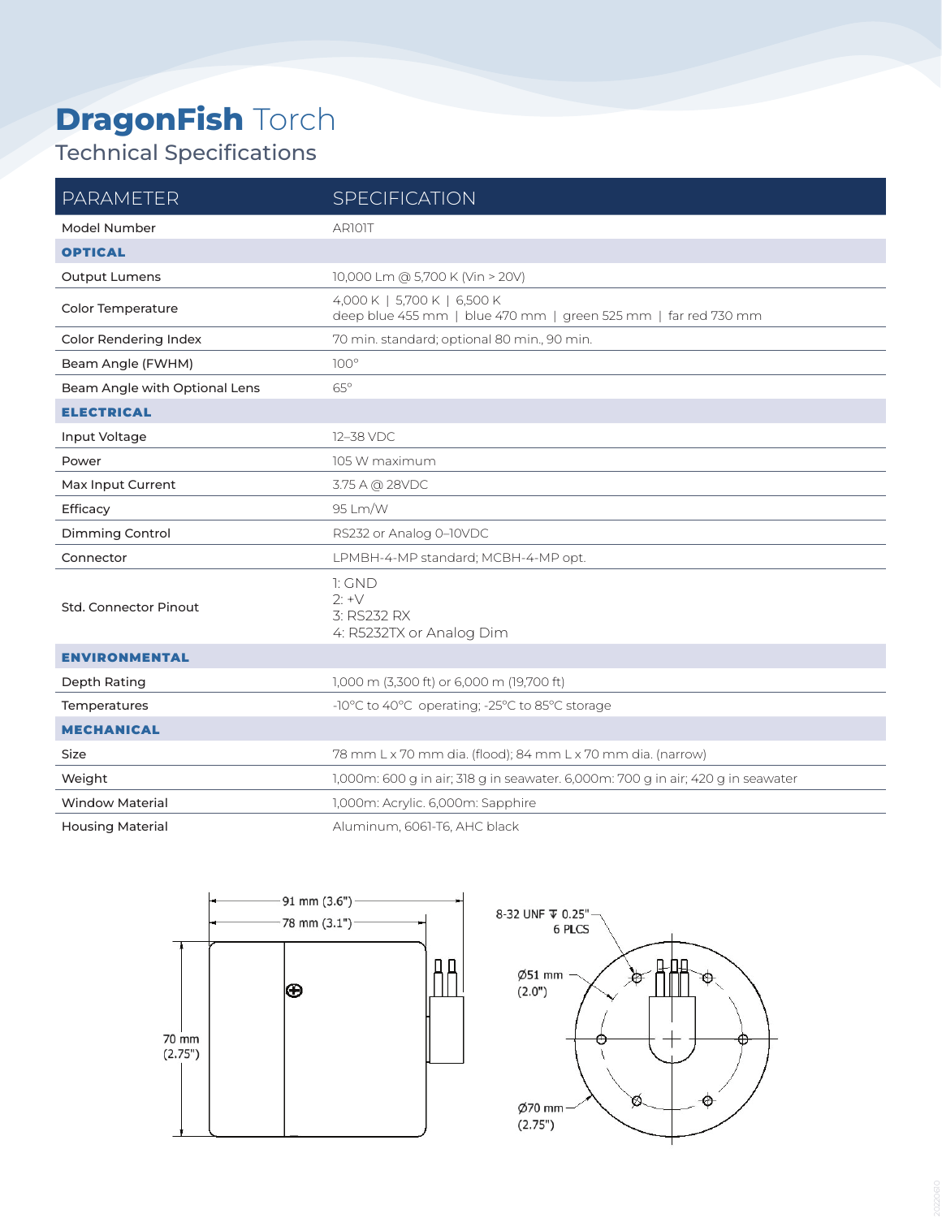# **DragonFish** Torch

## Technical Specifications

| PARAMETER | SPECIFICATION |
|---|---|
| Model Number | AR101T |
| **OPTICAL** | |
| Output Lumens | 10,000 Lm @ 5,700 K (Vin > 20V) |
| Color Temperature | 4,000 K \| 5,700 K \| 6,500 K<br>deep blue 455 mm \| blue 470 mm \| green 525 mm \| far red 730 mm |
| Color Rendering Index | 70 min. standard; optional 80 min., 90 min. |
| Beam Angle (FWHM) | 100° |
| Beam Angle with Optional Lens | 65° |
| **ELECTRICAL** | |
| Input Voltage | 12–38 VDC |
| Power | 105 W maximum |
| Max Input Current | 3.75 A @ 28VDC |
| Efficacy | 95 Lm/W |
| Dimming Control | RS232 or Analog 0–10VDC |
| Connector | LPMBH-4-MP standard; MCBH-4-MP opt. |
| Std. Connector Pinout | 1: GND<br>2: +V<br>3: RS232 RX<br>4: R5232TX or Analog Dim |
| **ENVIRONMENTAL** | |
| Depth Rating | 1,000 m (3,300 ft) or 6,000 m (19,700 ft) |
| Temperatures | -10°C to 40°C operating; -25°C to 85°C storage |
| **MECHANICAL** | |
| Size | 78 mm L x 70 mm dia. (flood); 84 mm L x 70 mm dia. (narrow) |
| Weight | 1,000m: 600 g in air; 318 g in seawater. 6,000m: 700 g in air; 420 g in seawater |
| Window Material | 1,000m: Acrylic. 6,000m: Sapphire |
| Housing Material | Aluminum, 6061-T6, AHC black |

91 mm (3.6")
78 mm (3.1")
70 mm (2.75")

8-32 UNF ⯆ 0.25"
6 PLCS
Ø51 mm (2.0")
Ø70 mm (2.75")